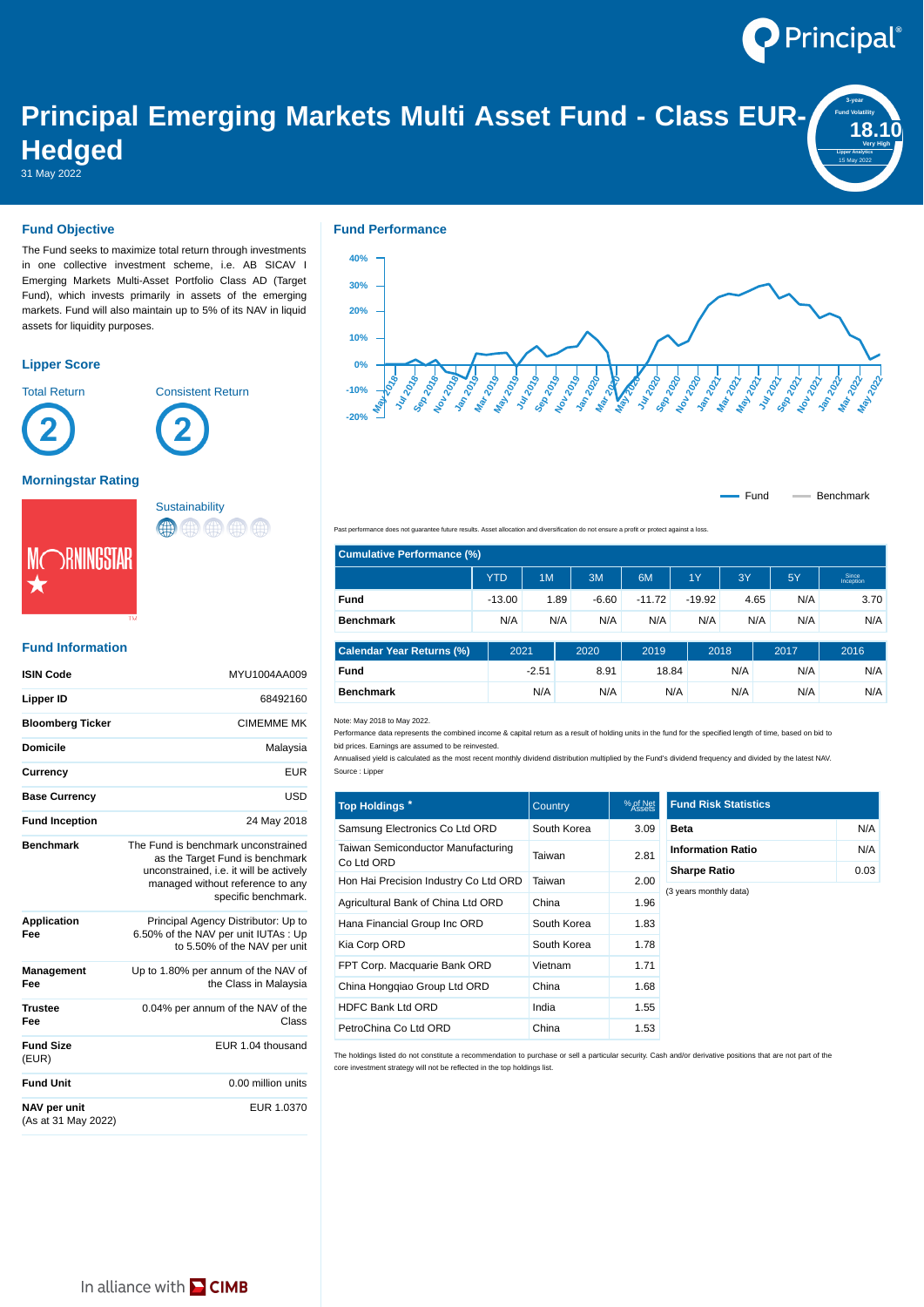# Principal Emerging Markets Multi Asset Fund - Class EUR-Hedged

31 May 2022

3-year Fund Volatility **18.10** Very High
Lipper Analytics 15 May 2022

## Fund Objective

The Fund seeks to maximize total return through investments in one collective investment scheme, i.e. AB SICAV I Emerging Markets Multi-Asset Portfolio Class AD (Target Fund), which invests primarily in assets of the emerging markets. Fund will also maintain up to 5% of its NAV in liquid assets for liquidity purposes.

## Lipper Score

Total Return: 2

Consistent Return: 2

## Morningstar Rating

Sustainability

## Fund Information

| | |
|---|---|
| **ISIN Code** | MYU1004AA009 |
| **Lipper ID** | 68492160 |
| **Bloomberg Ticker** | CIMEMME MK |
| **Domicile** | Malaysia |
| **Currency** | EUR |
| **Base Currency** | USD |
| **Fund Inception** | 24 May 2018 |
| **Benchmark** | The Fund is benchmark unconstrained as the Target Fund is benchmark unconstrained, i.e. it will be actively managed without reference to any specific benchmark. |
| **Application Fee** | Principal Agency Distributor: Up to 6.50% of the NAV per unit IUTAs : Up to 5.50% of the NAV per unit |
| **Management Fee** | Up to 1.80% per annum of the NAV of the Class in Malaysia |
| **Trustee Fee** | 0.04% per annum of the NAV of the Class |
| **Fund Size** (EUR) | EUR 1.04 thousand |
| **Fund Unit** | 0.00 million units |
| **NAV per unit** (As at 31 May 2022) | EUR 1.0370 |

## Fund Performance

Fund — Benchmark

Past performance does not guarantee future results. Asset allocation and diversification do not ensure a profit or protect against a loss.

| Cumulative Performance (%) | YTD | 1M | 3M | 6M | 1Y | 3Y | 5Y | Since Inception |
|---|---|---|---|---|---|---|---|---|
| **Fund** | -13.00 | 1.89 | -6.60 | -11.72 | -19.92 | 4.65 | N/A | 3.70 |
| **Benchmark** | N/A | N/A | N/A | N/A | N/A | N/A | N/A | N/A |

| Calendar Year Returns (%) | 2021 | 2020 | 2019 | 2018 | 2017 | 2016 |
|---|---|---|---|---|---|---|
| **Fund** | -2.51 | 8.91 | 18.84 | N/A | N/A | N/A |
| **Benchmark** | N/A | N/A | N/A | N/A | N/A | N/A |

Note: May 2018 to May 2022.

Performance data represents the combined income & capital return as a result of holding units in the fund for the specified length of time, based on bid to bid prices. Earnings are assumed to be reinvested.

Annualised yield is calculated as the most recent monthly dividend distribution multiplied by the Fund's dividend frequency and divided by the latest NAV.

Source : Lipper

| Top Holdings * | Country | % of Net Assets |
|---|---|---|
| Samsung Electronics Co Ltd ORD | South Korea | 3.09 |
| Taiwan Semiconductor Manufacturing Co Ltd ORD | Taiwan | 2.81 |
| Hon Hai Precision Industry Co Ltd ORD | Taiwan | 2.00 |
| Agricultural Bank of China Ltd ORD | China | 1.96 |
| Hana Financial Group Inc ORD | South Korea | 1.83 |
| Kia Corp ORD | South Korea | 1.78 |
| FPT Corp. Macquarie Bank ORD | Vietnam | 1.71 |
| China Hongqiao Group Ltd ORD | China | 1.68 |
| HDFC Bank Ltd ORD | India | 1.55 |
| PetroChina Co Ltd ORD | China | 1.53 |

| Fund Risk Statistics | |
|---|---|
| **Beta** | N/A |
| **Information Ratio** | N/A |
| **Sharpe Ratio** | 0.03 |

(3 years monthly data)

The holdings listed do not constitute a recommendation to purchase or sell a particular security. Cash and/or derivative positions that are not part of the core investment strategy will not be reflected in the top holdings list.

In alliance with CIMB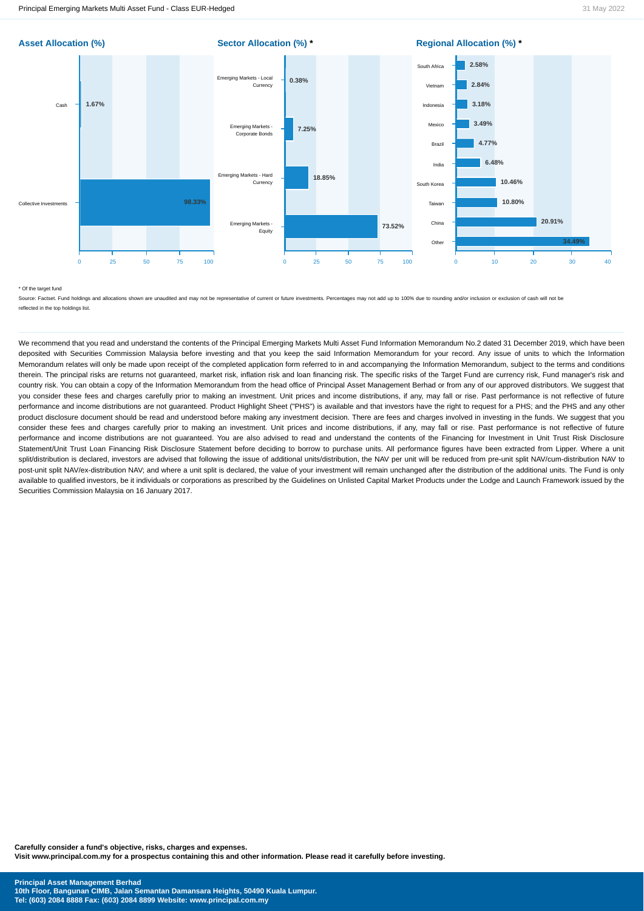## Asset Allocation (%)

Cash 1.67%

Collective Investments 98.33%

0 25 50 75 100

## Sector Allocation (%) *

Emerging Markets - Local Currency 0.38%

Emerging Markets - Corporate Bonds 7.25%

Emerging Markets - Hard Currency 18.85%

Emerging Markets - Equity 73.52%

0 25 50 75 100

## Regional Allocation (%) *

South Africa 2.58%

Vietnam 2.84%

Indonesia 3.18%

Mexico 3.49%

Brazil 4.77%

India 6.48%

South Korea 10.46%

Taiwan 10.80%

China 20.91%

Other 34.49%

0 10 20 30 40

* Of the target fund

Source: Factset. Fund holdings and allocations shown are unaudited and may not be representative of current or future investments. Percentages may not add up to 100% due to rounding and/or inclusion or exclusion of cash will not be reflected in the top holdings list.

---

We recommend that you read and understand the contents of the Principal Emerging Markets Multi Asset Fund Information Memorandum No.2 dated 31 December 2019, which have been deposited with Securities Commission Malaysia before investing and that you keep the said Information Memorandum for your record. Any issue of units to which the Information Memorandum relates will only be made upon receipt of the completed application form referred to in and accompanying the Information Memorandum, subject to the terms and conditions therein. The principal risks are returns not guaranteed, market risk, inflation risk and loan financing risk. The specific risks of the Target Fund are currency risk, Fund manager's risk and country risk. You can obtain a copy of the Information Memorandum from the head office of Principal Asset Management Berhad or from any of our approved distributors. We suggest that you consider these fees and charges carefully prior to making an investment. Unit prices and income distributions, if any, may fall or rise. Past performance is not reflective of future performance and income distributions are not guaranteed. Product Highlight Sheet ("PHS") is available and that investors have the right to request for a PHS; and the PHS and any other product disclosure document should be read and understood before making any investment decision. There are fees and charges involved in investing in the funds. We suggest that you consider these fees and charges carefully prior to making an investment. Unit prices and income distributions, if any, may fall or rise. Past performance is not reflective of future performance and income distributions are not guaranteed. You are also advised to read and understand the contents of the Financing for Investment in Unit Trust Risk Disclosure Statement/Unit Trust Loan Financing Risk Disclosure Statement before deciding to borrow to purchase units. All performance figures have been extracted from Lipper. Where a unit split/distribution is declared, investors are advised that following the issue of additional units/distribution, the NAV per unit will be reduced from pre-unit split NAV/cum-distribution NAV to post-unit split NAV/ex-distribution NAV; and where a unit split is declared, the value of your investment will remain unchanged after the distribution of the additional units. The Fund is only available to qualified investors, be it individuals or corporations as prescribed by the Guidelines on Unlisted Capital Market Products under the Lodge and Launch Framework issued by the Securities Commission Malaysia on 16 January 2017.

**Carefully consider a fund's objective, risks, charges and expenses.**
**Visit www.principal.com.my for a prospectus containing this and other information. Please read it carefully before investing.**

**Principal Asset Management Berhad**
**10th Floor, Bangunan CIMB, Jalan Semantan Damansara Heights, 50490 Kuala Lumpur.**
**Tel: (603) 2084 8888 Fax: (603) 2084 8899 Website: www.principal.com.my**